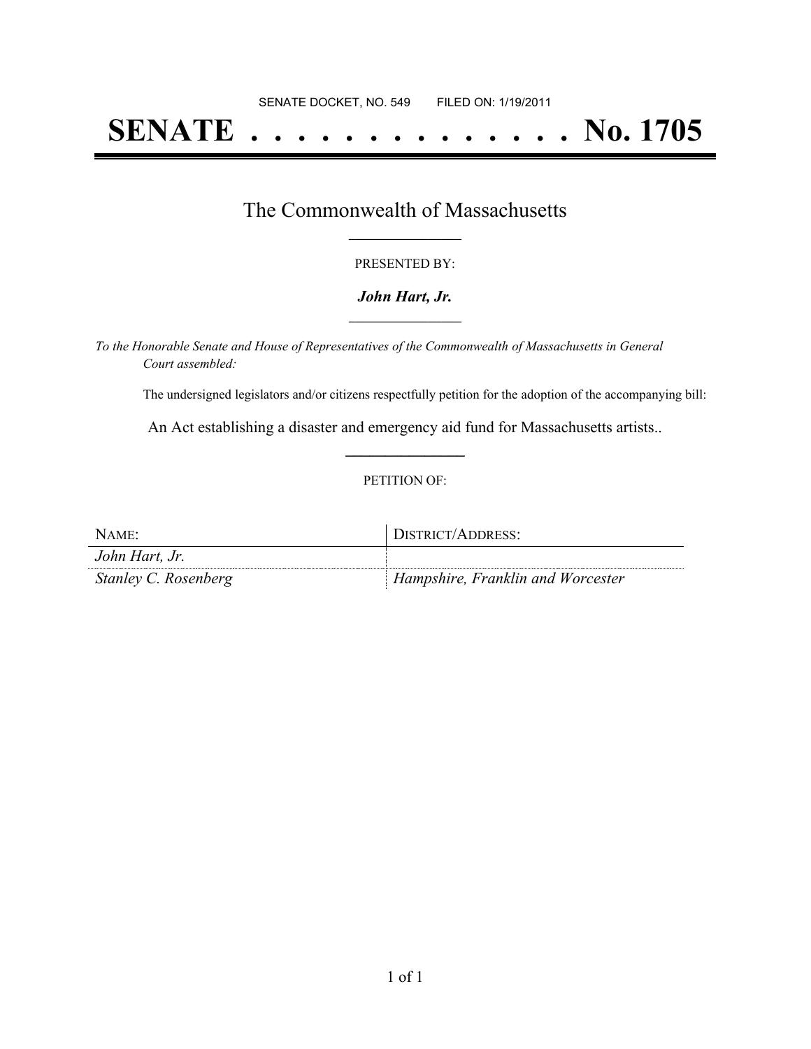SENATE DOCKET, NO. 549        FILED ON: 1/19/2011

# SENATE . . . . . . . . . . . . . . No. 1705

## The Commonwealth of Massachusetts

PRESENTED BY:

***John Hart, Jr.***

*To the Honorable Senate and House of Representatives of the Commonwealth of Massachusetts in General Court assembled:*

The undersigned legislators and/or citizens respectfully petition for the adoption of the accompanying bill:

An Act establishing a disaster and emergency aid fund for Massachusetts artists..

PETITION OF:

| NAME: | DISTRICT/ADDRESS: |
|---|---|
| *John Hart, Jr.* | |
| *Stanley C. Rosenberg* | *Hampshire, Franklin and Worcester* |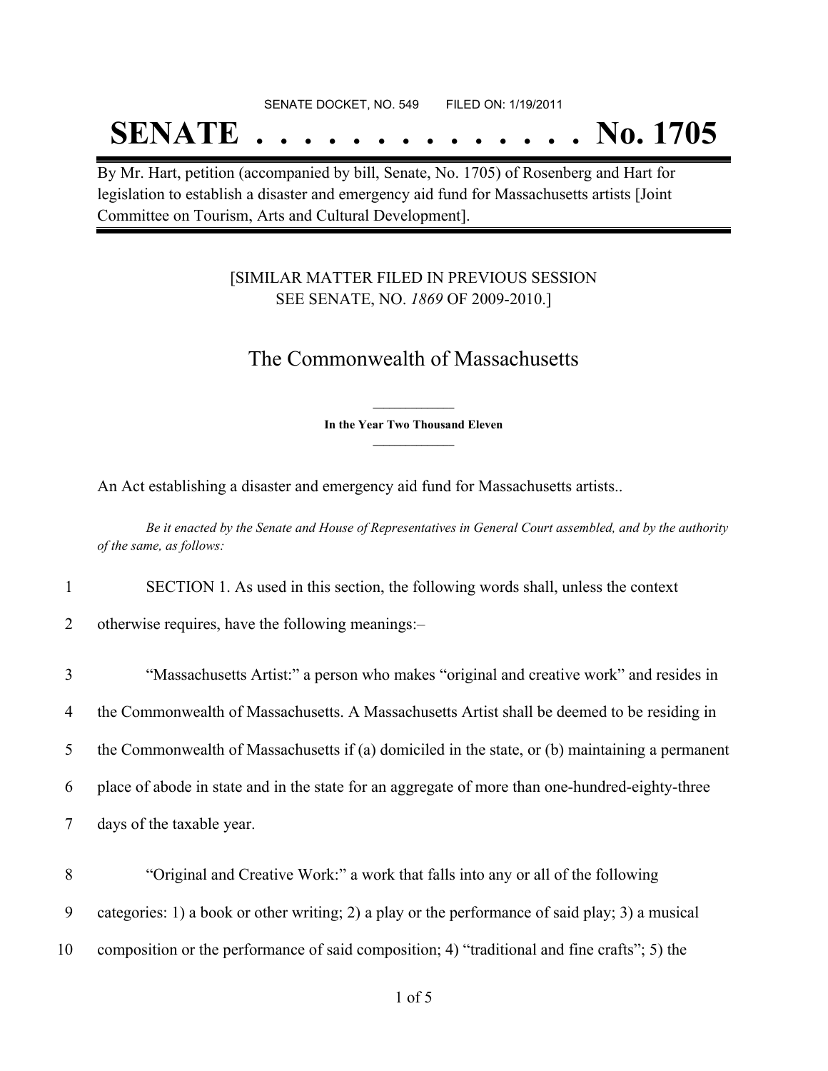SENATE DOCKET, NO. 549        FILED ON: 1/19/2011

# SENATE . . . . . . . . . . . . . . No. 1705

By Mr. Hart, petition (accompanied by bill, Senate, No. 1705) of Rosenberg and Hart for legislation to establish a disaster and emergency aid fund for Massachusetts artists [Joint Committee on Tourism, Arts and Cultural Development].

[SIMILAR MATTER FILED IN PREVIOUS SESSION SEE SENATE, NO. *1869* OF 2009-2010.]

## The Commonwealth of Massachusetts

**In the Year Two Thousand Eleven**

An Act establishing a disaster and emergency aid fund for Massachusetts artists..

*Be it enacted by the Senate and House of Representatives in General Court assembled, and by the authority of the same, as follows:*

1 SECTION 1. As used in this section, the following words shall, unless the context
2 otherwise requires, have the following meanings:–

3 "Massachusetts Artist:" a person who makes "original and creative work" and resides in
4 the Commonwealth of Massachusetts. A Massachusetts Artist shall be deemed to be residing in
5 the Commonwealth of Massachusetts if (a) domiciled in the state, or (b) maintaining a permanent
6 place of abode in state and in the state for an aggregate of more than one-hundred-eighty-three
7 days of the taxable year.

8 "Original and Creative Work:" a work that falls into any or all of the following
9 categories: 1) a book or other writing; 2) a play or the performance of said play; 3) a musical
10 composition or the performance of said composition; 4) "traditional and fine crafts"; 5) the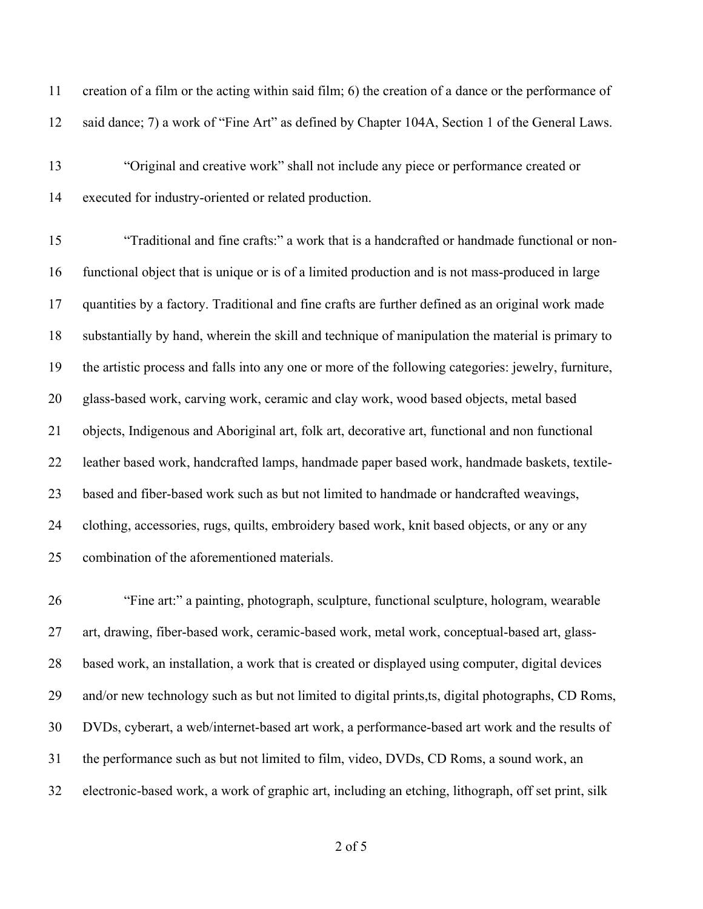creation of a film or the acting within said film; 6) the creation of a dance or the performance of said dance; 7) a work of "Fine Art" as defined by Chapter 104A, Section 1 of the General Laws.

"Original and creative work" shall not include any piece or performance created or executed for industry-oriented or related production.

"Traditional and fine crafts:" a work that is a handcrafted or handmade functional or non-functional object that is unique or is of a limited production and is not mass-produced in large quantities by a factory. Traditional and fine crafts are further defined as an original work made substantially by hand, wherein the skill and technique of manipulation the material is primary to the artistic process and falls into any one or more of the following categories: jewelry, furniture, glass-based work, carving work, ceramic and clay work, wood based objects, metal based objects, Indigenous and Aboriginal art, folk art, decorative art, functional and non functional leather based work, handcrafted lamps, handmade paper based work, handmade baskets, textile-based and fiber-based work such as but not limited to handmade or handcrafted weavings, clothing, accessories, rugs, quilts, embroidery based work, knit based objects, or any or any combination of the aforementioned materials.

"Fine art:" a painting, photograph, sculpture, functional sculpture, hologram, wearable art, drawing, fiber-based work, ceramic-based work, metal work, conceptual-based art, glass-based work, an installation, a work that is created or displayed using computer, digital devices and/or new technology such as but not limited to digital prints,ts, digital photographs, CD Roms, DVDs, cyberart, a web/internet-based art work, a performance-based art work and the results of the performance such as but not limited to film, video, DVDs, CD Roms, a sound work, an electronic-based work, a work of graphic art, including an etching, lithograph, off set print, silk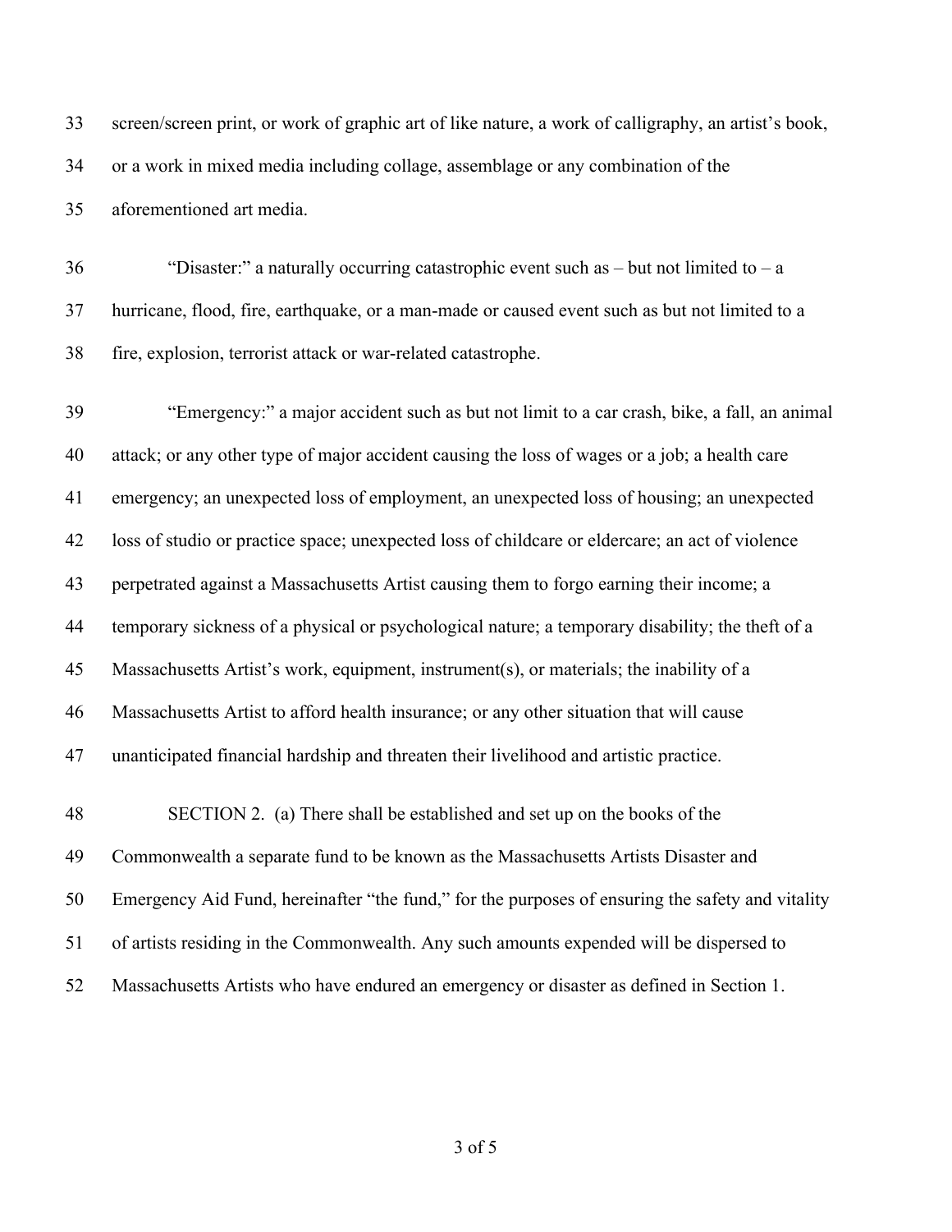screen/screen print, or work of graphic art of like nature, a work of calligraphy, an artist's book, or a work in mixed media including collage, assemblage or any combination of the aforementioned art media.

"Disaster:" a naturally occurring catastrophic event such as – but not limited to – a hurricane, flood, fire, earthquake, or a man-made or caused event such as but not limited to a fire, explosion, terrorist attack or war-related catastrophe.

"Emergency:" a major accident such as but not limit to a car crash, bike, a fall, an animal attack; or any other type of major accident causing the loss of wages or a job; a health care emergency; an unexpected loss of employment, an unexpected loss of housing; an unexpected loss of studio or practice space; unexpected loss of childcare or eldercare; an act of violence perpetrated against a Massachusetts Artist causing them to forgo earning their income; a temporary sickness of a physical or psychological nature; a temporary disability; the theft of a Massachusetts Artist's work, equipment, instrument(s), or materials; the inability of a Massachusetts Artist to afford health insurance; or any other situation that will cause unanticipated financial hardship and threaten their livelihood and artistic practice.

SECTION 2. (a) There shall be established and set up on the books of the Commonwealth a separate fund to be known as the Massachusetts Artists Disaster and Emergency Aid Fund, hereinafter "the fund," for the purposes of ensuring the safety and vitality of artists residing in the Commonwealth. Any such amounts expended will be dispersed to Massachusetts Artists who have endured an emergency or disaster as defined in Section 1.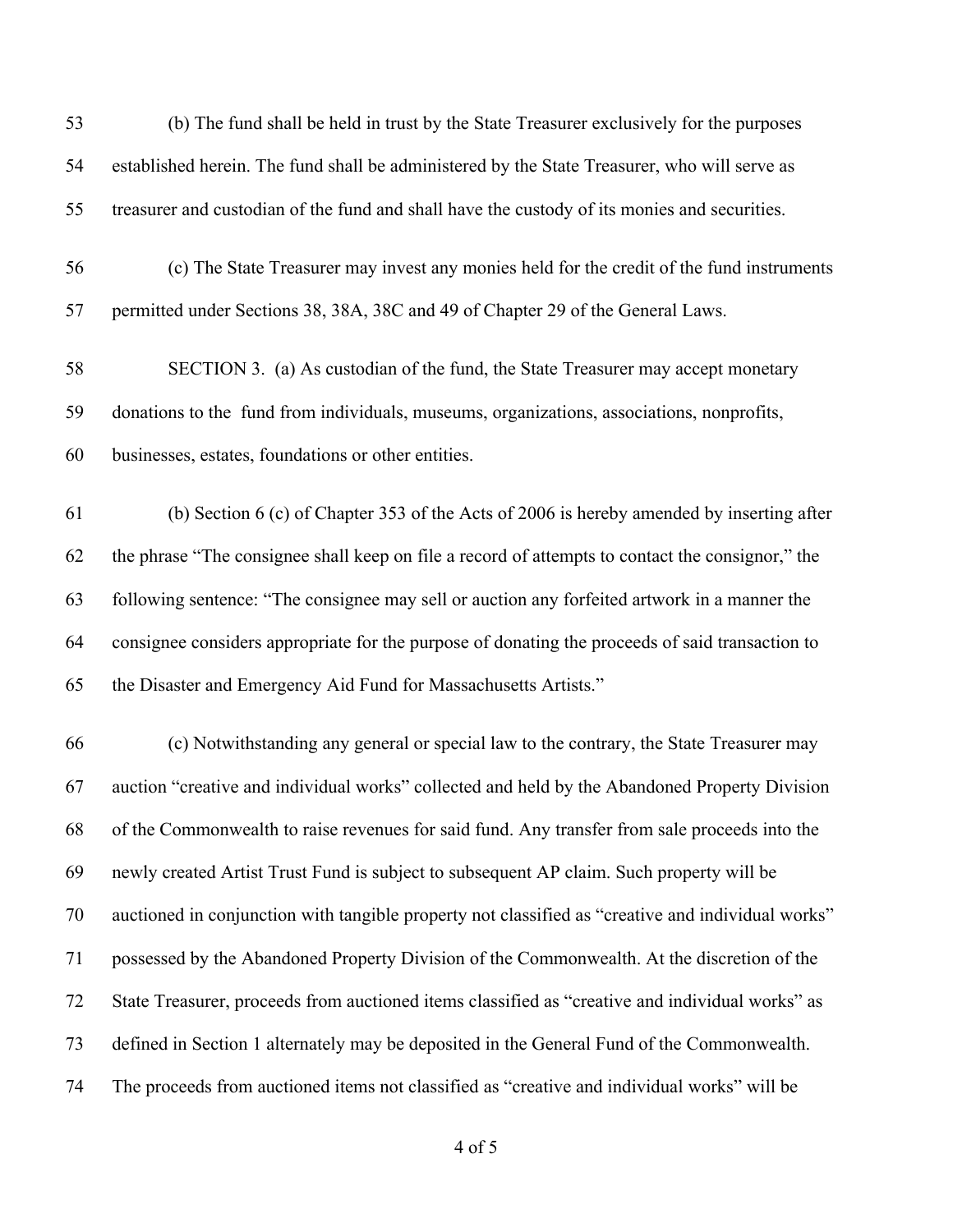(b) The fund shall be held in trust by the State Treasurer exclusively for the purposes established herein. The fund shall be administered by the State Treasurer, who will serve as treasurer and custodian of the fund and shall have the custody of its monies and securities.

(c) The State Treasurer may invest any monies held for the credit of the fund instruments permitted under Sections 38, 38A, 38C and 49 of Chapter 29 of the General Laws.

SECTION 3. (a) As custodian of the fund, the State Treasurer may accept monetary donations to the fund from individuals, museums, organizations, associations, nonprofits, businesses, estates, foundations or other entities.

(b) Section 6 (c) of Chapter 353 of the Acts of 2006 is hereby amended by inserting after the phrase "The consignee shall keep on file a record of attempts to contact the consignor," the following sentence: "The consignee may sell or auction any forfeited artwork in a manner the consignee considers appropriate for the purpose of donating the proceeds of said transaction to the Disaster and Emergency Aid Fund for Massachusetts Artists."

(c) Notwithstanding any general or special law to the contrary, the State Treasurer may auction "creative and individual works" collected and held by the Abandoned Property Division of the Commonwealth to raise revenues for said fund. Any transfer from sale proceeds into the newly created Artist Trust Fund is subject to subsequent AP claim. Such property will be auctioned in conjunction with tangible property not classified as "creative and individual works" possessed by the Abandoned Property Division of the Commonwealth. At the discretion of the State Treasurer, proceeds from auctioned items classified as "creative and individual works" as defined in Section 1 alternately may be deposited in the General Fund of the Commonwealth. The proceeds from auctioned items not classified as "creative and individual works" will be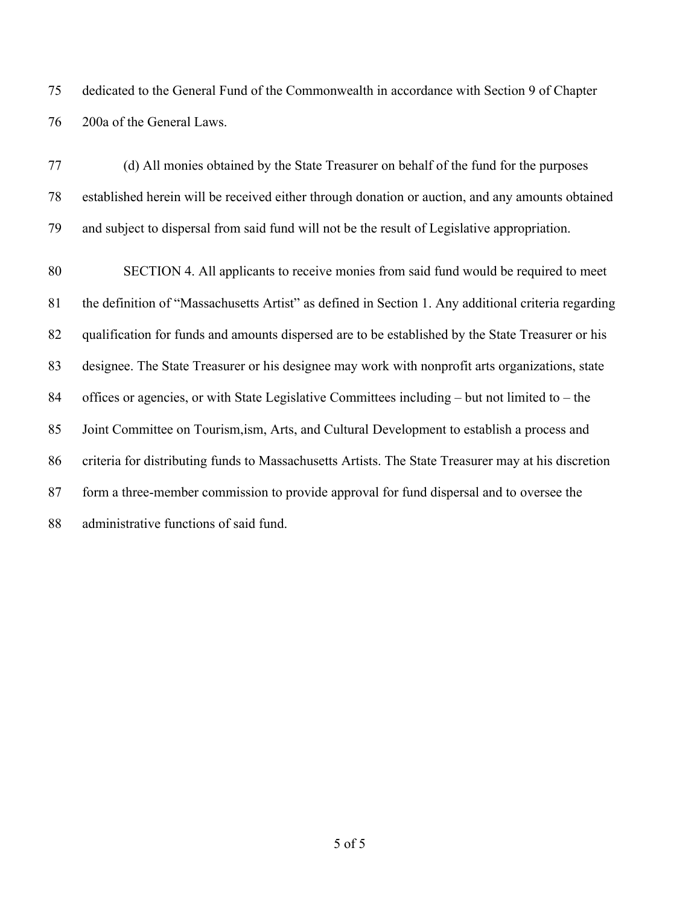dedicated to the General Fund of the Commonwealth in accordance with Section 9 of Chapter 200a of the General Laws.

(d) All monies obtained by the State Treasurer on behalf of the fund for the purposes established herein will be received either through donation or auction, and any amounts obtained and subject to dispersal from said fund will not be the result of Legislative appropriation.

SECTION 4. All applicants to receive monies from said fund would be required to meet the definition of "Massachusetts Artist" as defined in Section 1. Any additional criteria regarding qualification for funds and amounts dispersed are to be established by the State Treasurer or his designee. The State Treasurer or his designee may work with nonprofit arts organizations, state offices or agencies, or with State Legislative Committees including – but not limited to – the Joint Committee on Tourism,ism, Arts, and Cultural Development to establish a process and criteria for distributing funds to Massachusetts Artists. The State Treasurer may at his discretion form a three-member commission to provide approval for fund dispersal and to oversee the administrative functions of said fund.